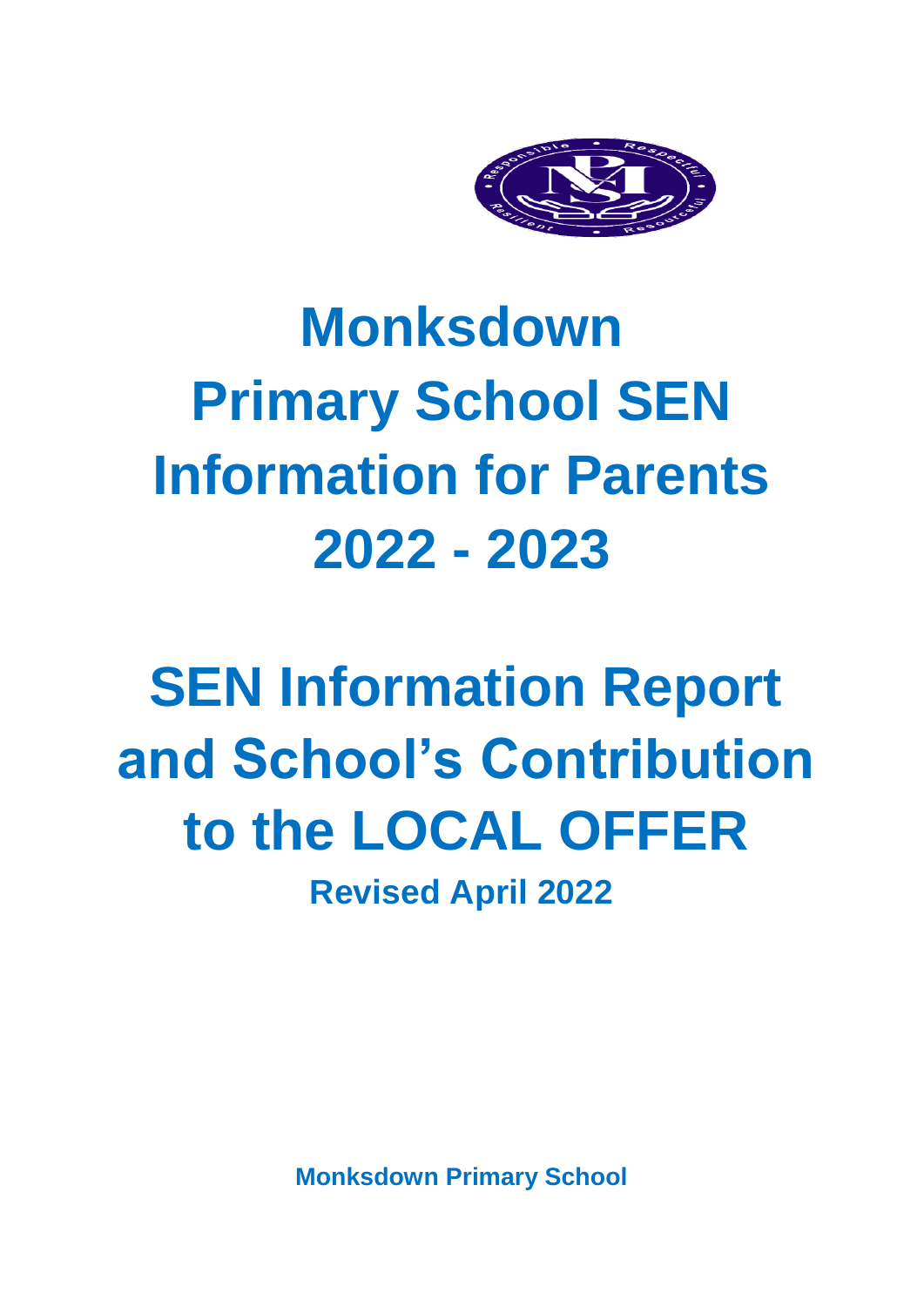# Monksdown Primary School SEN Information for Parents 2022 - 2023

# SEN Information Report and School's Contribution to the LOCAL OFFER

**Revised April 2022**

**Monksdown Primary School**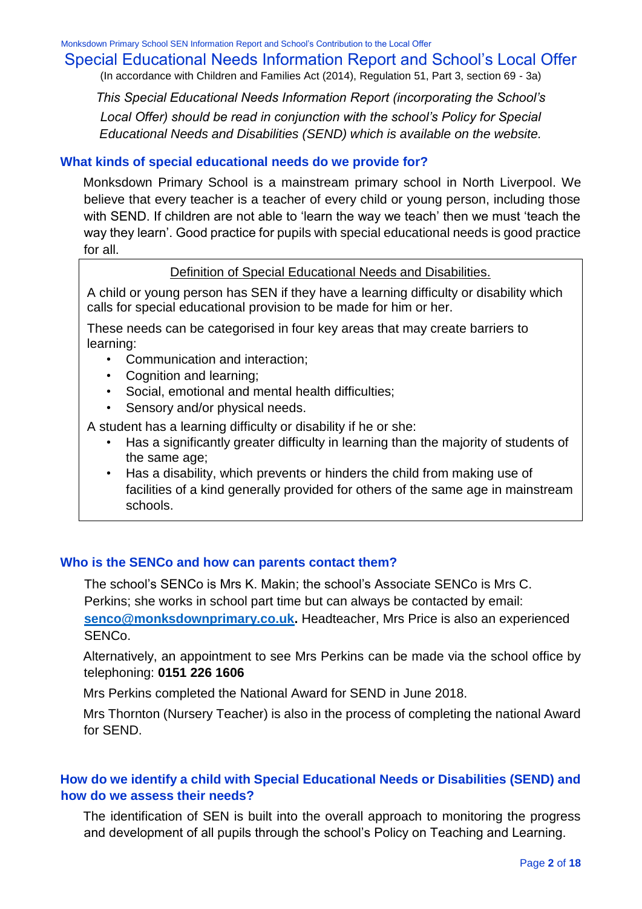# Special Educational Needs Information Report and School's Local Offer

(In accordance with Children and Families Act (2014), Regulation 51, Part 3, section 69 - 3a)

*This Special Educational Needs Information Report (incorporating the School's Local Offer) should be read in conjunction with the school's Policy for Special Educational Needs and Disabilities (SEND) which is available on the website.*

## What kinds of special educational needs do we provide for?

Monksdown Primary School is a mainstream primary school in North Liverpool. We believe that every teacher is a teacher of every child or young person, including those with SEND. If children are not able to 'learn the way we teach' then we must 'teach the way they learn'. Good practice for pupils with special educational needs is good practice for all.

> Definition of Special Educational Needs and Disabilities.
>
> A child or young person has SEN if they have a learning difficulty or disability which calls for special educational provision to be made for him or her.
>
> These needs can be categorised in four key areas that may create barriers to learning:
>
> - Communication and interaction;
> - Cognition and learning;
> - Social, emotional and mental health difficulties;
> - Sensory and/or physical needs.
>
> A student has a learning difficulty or disability if he or she:
>
> - Has a significantly greater difficulty in learning than the majority of students of the same age;
> - Has a disability, which prevents or hinders the child from making use of facilities of a kind generally provided for others of the same age in mainstream schools.

## Who is the SENCo and how can parents contact them?

The school's SENCo is Mrs K. Makin; the school's Associate SENCo is Mrs C. Perkins; she works in school part time but can always be contacted by email: **senco@monksdownprimary.co.uk.** Headteacher, Mrs Price is also an experienced SENCo.

Alternatively, an appointment to see Mrs Perkins can be made via the school office by telephoning: **0151 226 1606**

Mrs Perkins completed the National Award for SEND in June 2018.

Mrs Thornton (Nursery Teacher) is also in the process of completing the national Award for SEND.

## How do we identify a child with Special Educational Needs or Disabilities (SEND) and how do we assess their needs?

The identification of SEN is built into the overall approach to monitoring the progress and development of all pupils through the school's Policy on Teaching and Learning.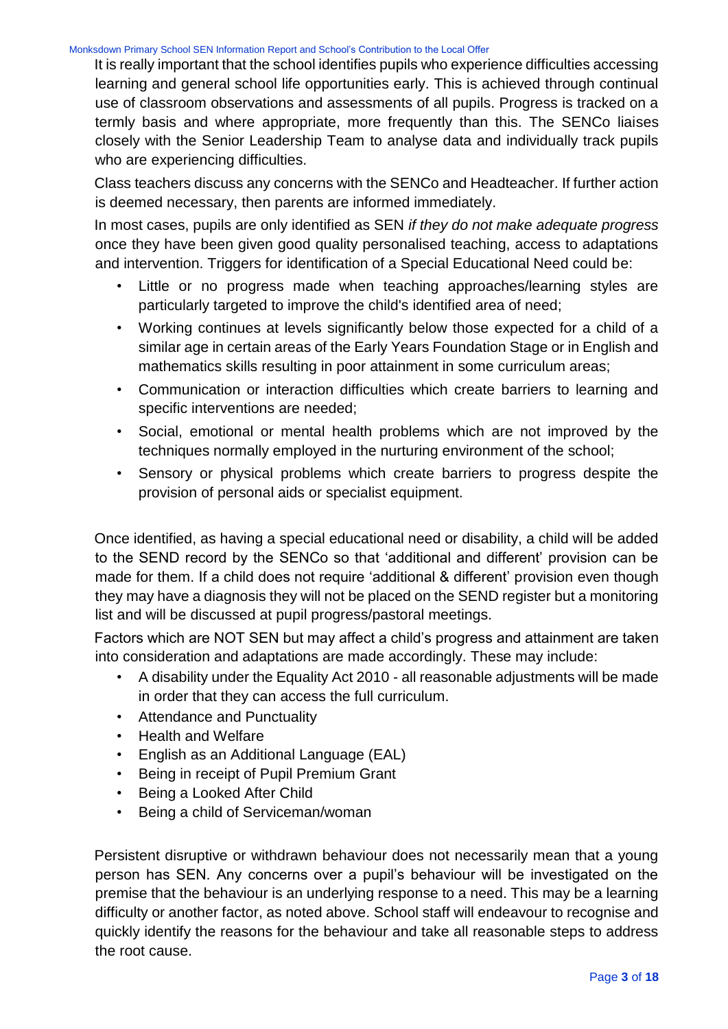It is really important that the school identifies pupils who experience difficulties accessing learning and general school life opportunities early. This is achieved through continual use of classroom observations and assessments of all pupils. Progress is tracked on a termly basis and where appropriate, more frequently than this. The SENCo liaises closely with the Senior Leadership Team to analyse data and individually track pupils who are experiencing difficulties.

Class teachers discuss any concerns with the SENCo and Headteacher. If further action is deemed necessary, then parents are informed immediately.

In most cases, pupils are only identified as SEN *if they do not make adequate progress* once they have been given good quality personalised teaching, access to adaptations and intervention. Triggers for identification of a Special Educational Need could be:

- Little or no progress made when teaching approaches/learning styles are particularly targeted to improve the child's identified area of need;
- Working continues at levels significantly below those expected for a child of a similar age in certain areas of the Early Years Foundation Stage or in English and mathematics skills resulting in poor attainment in some curriculum areas;
- Communication or interaction difficulties which create barriers to learning and specific interventions are needed;
- Social, emotional or mental health problems which are not improved by the techniques normally employed in the nurturing environment of the school;
- Sensory or physical problems which create barriers to progress despite the provision of personal aids or specialist equipment.

Once identified, as having a special educational need or disability, a child will be added to the SEND record by the SENCo so that 'additional and different' provision can be made for them. If a child does not require 'additional & different' provision even though they may have a diagnosis they will not be placed on the SEND register but a monitoring list and will be discussed at pupil progress/pastoral meetings.

Factors which are NOT SEN but may affect a child's progress and attainment are taken into consideration and adaptations are made accordingly. These may include:

- A disability under the Equality Act 2010 - all reasonable adjustments will be made in order that they can access the full curriculum.
- Attendance and Punctuality
- Health and Welfare
- English as an Additional Language (EAL)
- Being in receipt of Pupil Premium Grant
- Being a Looked After Child
- Being a child of Serviceman/woman

Persistent disruptive or withdrawn behaviour does not necessarily mean that a young person has SEN. Any concerns over a pupil's behaviour will be investigated on the premise that the behaviour is an underlying response to a need. This may be a learning difficulty or another factor, as noted above. School staff will endeavour to recognise and quickly identify the reasons for the behaviour and take all reasonable steps to address the root cause.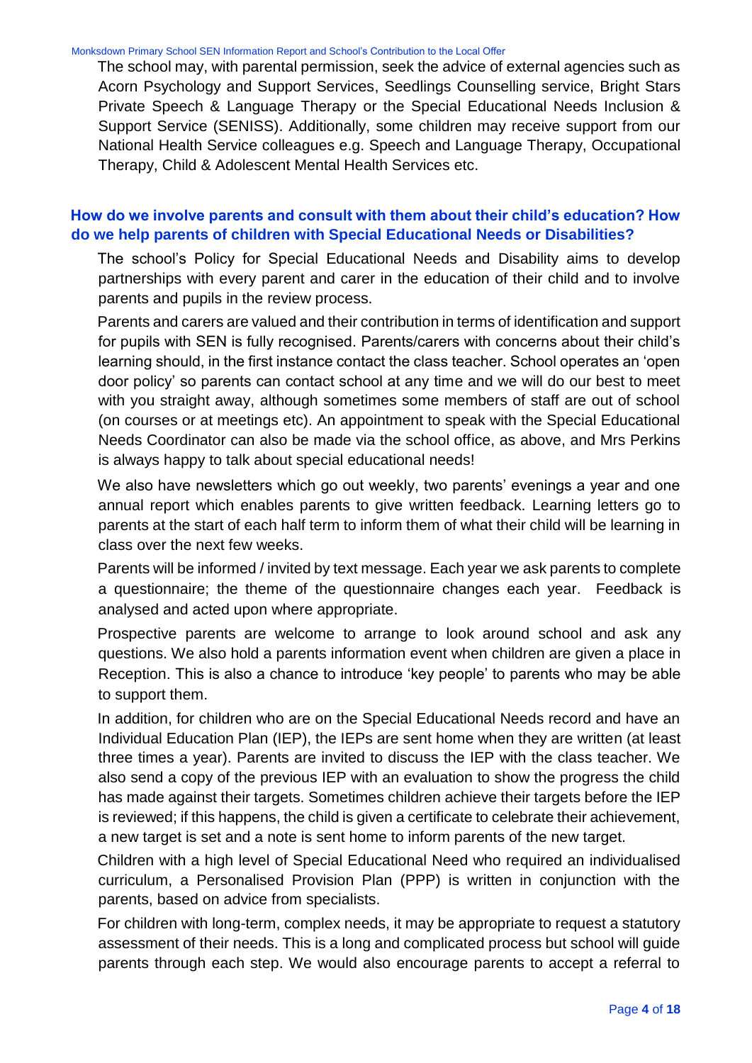The school may, with parental permission, seek the advice of external agencies such as Acorn Psychology and Support Services, Seedlings Counselling service, Bright Stars Private Speech & Language Therapy or the Special Educational Needs Inclusion & Support Service (SENISS). Additionally, some children may receive support from our National Health Service colleagues e.g. Speech and Language Therapy, Occupational Therapy, Child & Adolescent Mental Health Services etc.

## How do we involve parents and consult with them about their child's education? How do we help parents of children with Special Educational Needs or Disabilities?

The school's Policy for Special Educational Needs and Disability aims to develop partnerships with every parent and carer in the education of their child and to involve parents and pupils in the review process.

Parents and carers are valued and their contribution in terms of identification and support for pupils with SEN is fully recognised. Parents/carers with concerns about their child's learning should, in the first instance contact the class teacher. School operates an 'open door policy' so parents can contact school at any time and we will do our best to meet with you straight away, although sometimes some members of staff are out of school (on courses or at meetings etc). An appointment to speak with the Special Educational Needs Coordinator can also be made via the school office, as above, and Mrs Perkins is always happy to talk about special educational needs!

We also have newsletters which go out weekly, two parents' evenings a year and one annual report which enables parents to give written feedback. Learning letters go to parents at the start of each half term to inform them of what their child will be learning in class over the next few weeks.

Parents will be informed / invited by text message. Each year we ask parents to complete a questionnaire; the theme of the questionnaire changes each year. Feedback is analysed and acted upon where appropriate.

Prospective parents are welcome to arrange to look around school and ask any questions. We also hold a parents information event when children are given a place in Reception. This is also a chance to introduce 'key people' to parents who may be able to support them.

In addition, for children who are on the Special Educational Needs record and have an Individual Education Plan (IEP), the IEPs are sent home when they are written (at least three times a year). Parents are invited to discuss the IEP with the class teacher. We also send a copy of the previous IEP with an evaluation to show the progress the child has made against their targets. Sometimes children achieve their targets before the IEP is reviewed; if this happens, the child is given a certificate to celebrate their achievement, a new target is set and a note is sent home to inform parents of the new target.

Children with a high level of Special Educational Need who required an individualised curriculum, a Personalised Provision Plan (PPP) is written in conjunction with the parents, based on advice from specialists.

For children with long-term, complex needs, it may be appropriate to request a statutory assessment of their needs. This is a long and complicated process but school will guide parents through each step. We would also encourage parents to accept a referral to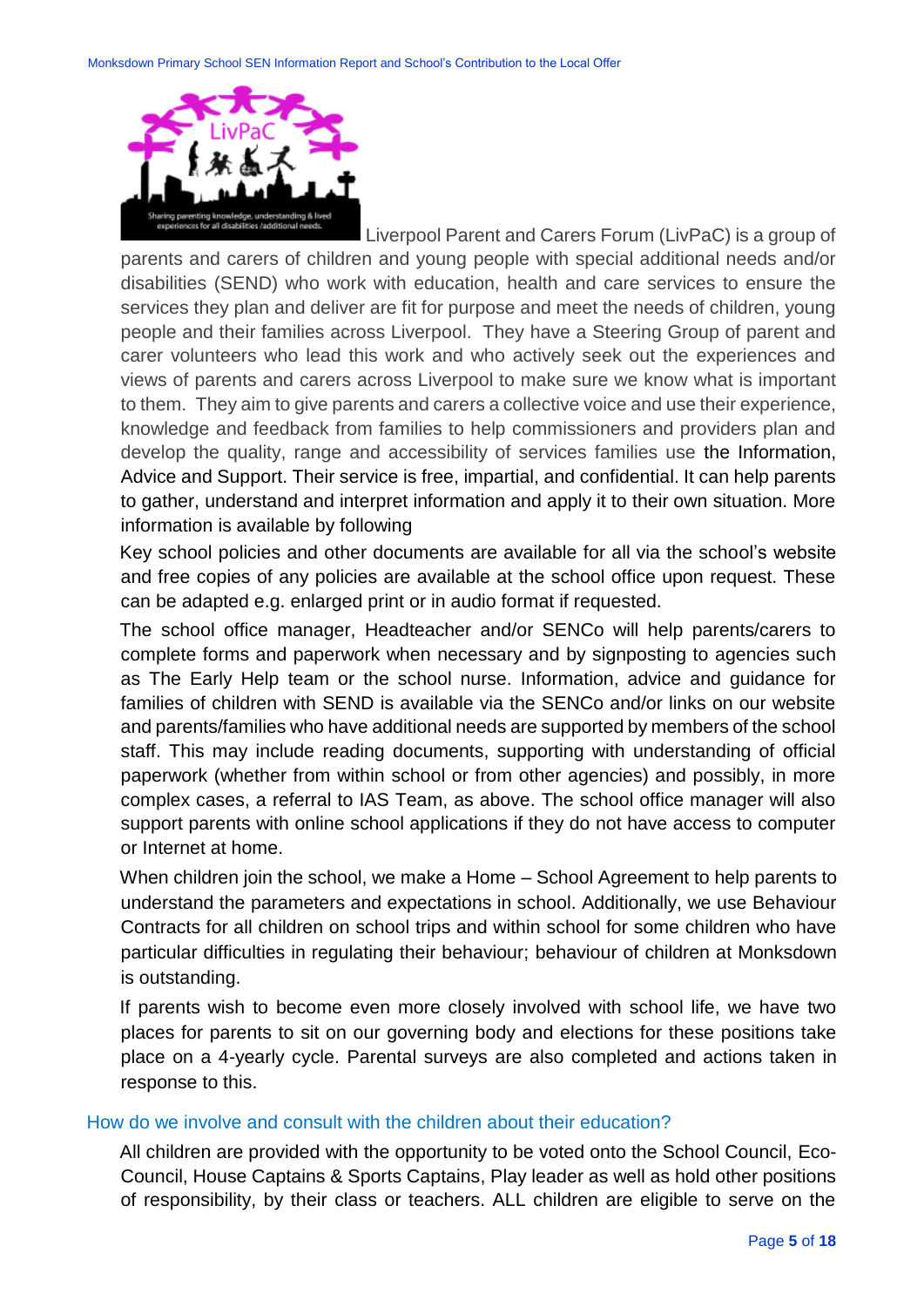Liverpool Parent and Carers Forum (LivPaC) is a group of parents and carers of children and young people with special additional needs and/or disabilities (SEND) who work with education, health and care services to ensure the services they plan and deliver are fit for purpose and meet the needs of children, young people and their families across Liverpool. They have a Steering Group of parent and carer volunteers who lead this work and who actively seek out the experiences and views of parents and carers across Liverpool to make sure we know what is important to them. They aim to give parents and carers a collective voice and use their experience, knowledge and feedback from families to help commissioners and providers plan and develop the quality, range and accessibility of services families use the Information, Advice and Support. Their service is free, impartial, and confidential. It can help parents to gather, understand and interpret information and apply it to their own situation. More information is available by following

Key school policies and other documents are available for all via the school's website and free copies of any policies are available at the school office upon request. These can be adapted e.g. enlarged print or in audio format if requested.

The school office manager, Headteacher and/or SENCo will help parents/carers to complete forms and paperwork when necessary and by signposting to agencies such as The Early Help team or the school nurse. Information, advice and guidance for families of children with SEND is available via the SENCo and/or links on our website and parents/families who have additional needs are supported by members of the school staff. This may include reading documents, supporting with understanding of official paperwork (whether from within school or from other agencies) and possibly, in more complex cases, a referral to IAS Team, as above. The school office manager will also support parents with online school applications if they do not have access to computer or Internet at home.

When children join the school, we make a Home – School Agreement to help parents to understand the parameters and expectations in school. Additionally, we use Behaviour Contracts for all children on school trips and within school for some children who have particular difficulties in regulating their behaviour; behaviour of children at Monksdown is outstanding.

If parents wish to become even more closely involved with school life, we have two places for parents to sit on our governing body and elections for these positions take place on a 4-yearly cycle. Parental surveys are also completed and actions taken in response to this.

## How do we involve and consult with the children about their education?

All children are provided with the opportunity to be voted onto the School Council, Eco-Council, House Captains & Sports Captains, Play leader as well as hold other positions of responsibility, by their class or teachers. ALL children are eligible to serve on the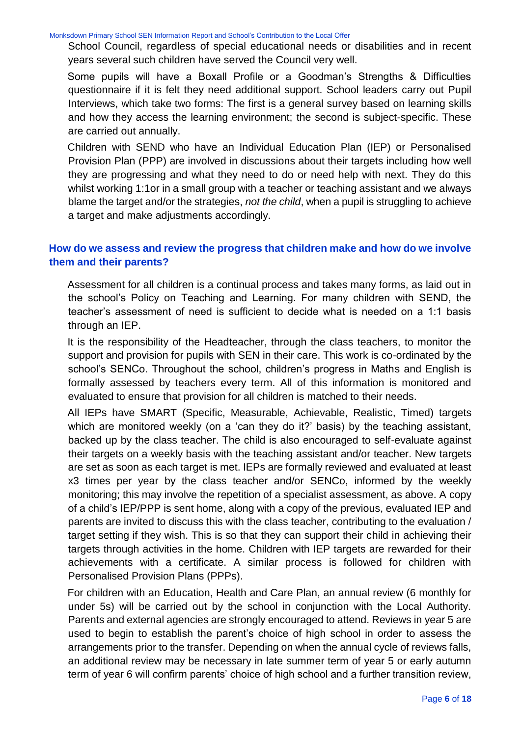School Council, regardless of special educational needs or disabilities and in recent years several such children have served the Council very well.

Some pupils will have a Boxall Profile or a Goodman's Strengths & Difficulties questionnaire if it is felt they need additional support. School leaders carry out Pupil Interviews, which take two forms: The first is a general survey based on learning skills and how they access the learning environment; the second is subject-specific. These are carried out annually.

Children with SEND who have an Individual Education Plan (IEP) or Personalised Provision Plan (PPP) are involved in discussions about their targets including how well they are progressing and what they need to do or need help with next. They do this whilst working 1:1or in a small group with a teacher or teaching assistant and we always blame the target and/or the strategies, *not the child*, when a pupil is struggling to achieve a target and make adjustments accordingly.

## How do we assess and review the progress that children make and how do we involve them and their parents?

Assessment for all children is a continual process and takes many forms, as laid out in the school's Policy on Teaching and Learning. For many children with SEND, the teacher's assessment of need is sufficient to decide what is needed on a 1:1 basis through an IEP.

It is the responsibility of the Headteacher, through the class teachers, to monitor the support and provision for pupils with SEN in their care. This work is co-ordinated by the school's SENCo. Throughout the school, children's progress in Maths and English is formally assessed by teachers every term. All of this information is monitored and evaluated to ensure that provision for all children is matched to their needs.

All IEPs have SMART (Specific, Measurable, Achievable, Realistic, Timed) targets which are monitored weekly (on a 'can they do it?' basis) by the teaching assistant, backed up by the class teacher. The child is also encouraged to self-evaluate against their targets on a weekly basis with the teaching assistant and/or teacher. New targets are set as soon as each target is met. IEPs are formally reviewed and evaluated at least x3 times per year by the class teacher and/or SENCo, informed by the weekly monitoring; this may involve the repetition of a specialist assessment, as above. A copy of a child's IEP/PPP is sent home, along with a copy of the previous, evaluated IEP and parents are invited to discuss this with the class teacher, contributing to the evaluation / target setting if they wish. This is so that they can support their child in achieving their targets through activities in the home. Children with IEP targets are rewarded for their achievements with a certificate. A similar process is followed for children with Personalised Provision Plans (PPPs).

For children with an Education, Health and Care Plan, an annual review (6 monthly for under 5s) will be carried out by the school in conjunction with the Local Authority. Parents and external agencies are strongly encouraged to attend. Reviews in year 5 are used to begin to establish the parent's choice of high school in order to assess the arrangements prior to the transfer. Depending on when the annual cycle of reviews falls, an additional review may be necessary in late summer term of year 5 or early autumn term of year 6 will confirm parents' choice of high school and a further transition review,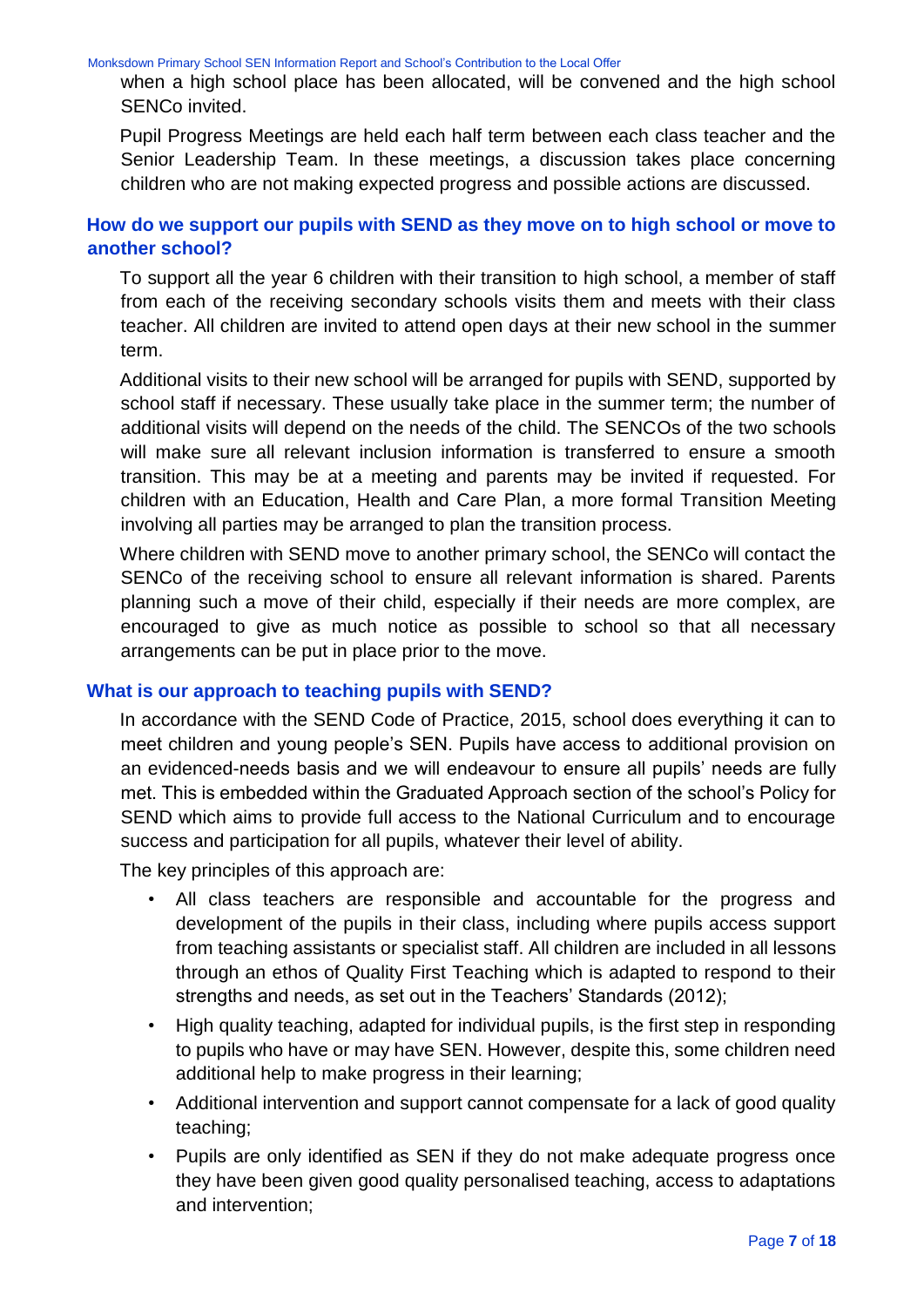when a high school place has been allocated, will be convened and the high school SENCo invited.

Pupil Progress Meetings are held each half term between each class teacher and the Senior Leadership Team. In these meetings, a discussion takes place concerning children who are not making expected progress and possible actions are discussed.

## How do we support our pupils with SEND as they move on to high school or move to another school?

To support all the year 6 children with their transition to high school, a member of staff from each of the receiving secondary schools visits them and meets with their class teacher. All children are invited to attend open days at their new school in the summer term.

Additional visits to their new school will be arranged for pupils with SEND, supported by school staff if necessary. These usually take place in the summer term; the number of additional visits will depend on the needs of the child. The SENCOs of the two schools will make sure all relevant inclusion information is transferred to ensure a smooth transition. This may be at a meeting and parents may be invited if requested. For children with an Education, Health and Care Plan, a more formal Transition Meeting involving all parties may be arranged to plan the transition process.

Where children with SEND move to another primary school, the SENCo will contact the SENCo of the receiving school to ensure all relevant information is shared. Parents planning such a move of their child, especially if their needs are more complex, are encouraged to give as much notice as possible to school so that all necessary arrangements can be put in place prior to the move.

## What is our approach to teaching pupils with SEND?

In accordance with the SEND Code of Practice, 2015, school does everything it can to meet children and young people's SEN. Pupils have access to additional provision on an evidenced-needs basis and we will endeavour to ensure all pupils' needs are fully met. This is embedded within the Graduated Approach section of the school's Policy for SEND which aims to provide full access to the National Curriculum and to encourage success and participation for all pupils, whatever their level of ability.

The key principles of this approach are:

- All class teachers are responsible and accountable for the progress and development of the pupils in their class, including where pupils access support from teaching assistants or specialist staff. All children are included in all lessons through an ethos of Quality First Teaching which is adapted to respond to their strengths and needs, as set out in the Teachers' Standards (2012);
- High quality teaching, adapted for individual pupils, is the first step in responding to pupils who have or may have SEN. However, despite this, some children need additional help to make progress in their learning;
- Additional intervention and support cannot compensate for a lack of good quality teaching;
- Pupils are only identified as SEN if they do not make adequate progress once they have been given good quality personalised teaching, access to adaptations and intervention;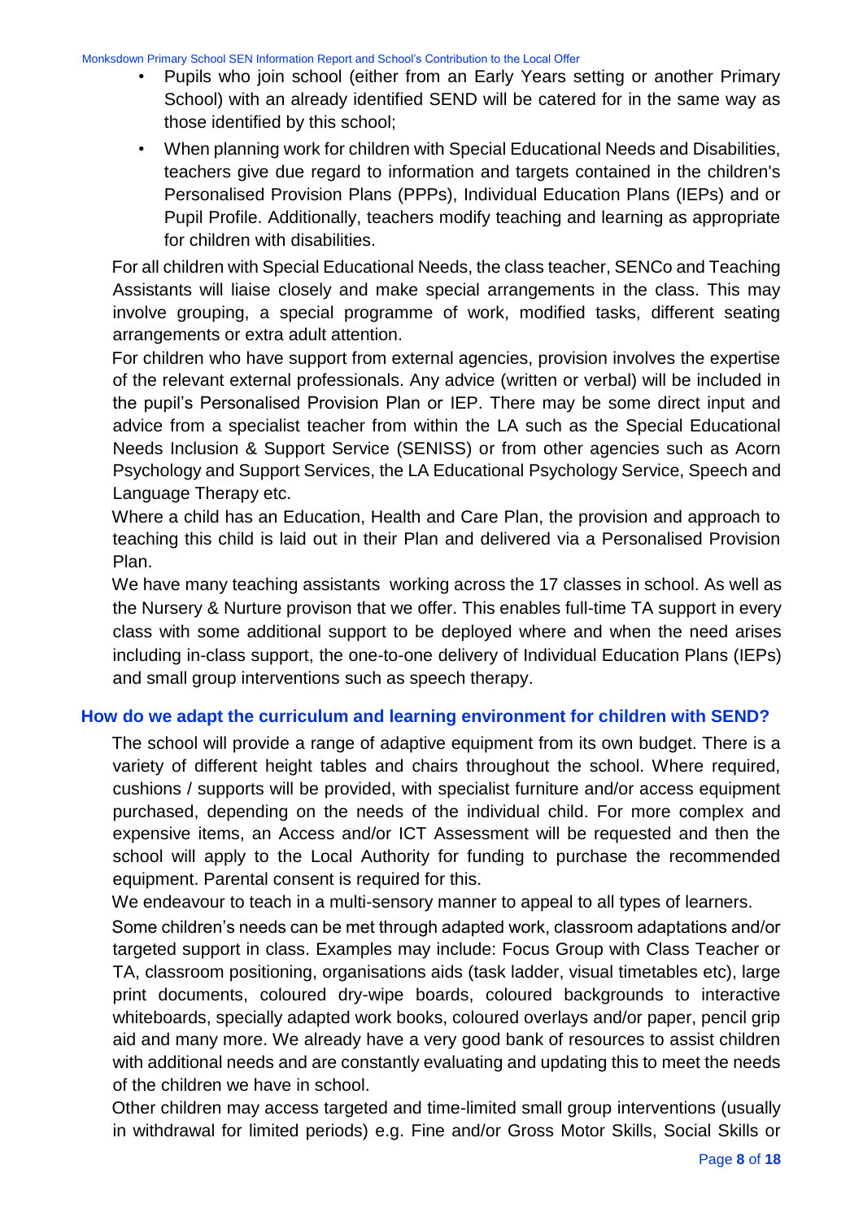- Pupils who join school (either from an Early Years setting or another Primary School) with an already identified SEND will be catered for in the same way as those identified by this school;
- When planning work for children with Special Educational Needs and Disabilities, teachers give due regard to information and targets contained in the children's Personalised Provision Plans (PPPs), Individual Education Plans (IEPs) and or Pupil Profile. Additionally, teachers modify teaching and learning as appropriate for children with disabilities.

For all children with Special Educational Needs, the class teacher, SENCo and Teaching Assistants will liaise closely and make special arrangements in the class. This may involve grouping, a special programme of work, modified tasks, different seating arrangements or extra adult attention.

For children who have support from external agencies, provision involves the expertise of the relevant external professionals. Any advice (written or verbal) will be included in the pupil's Personalised Provision Plan or IEP. There may be some direct input and advice from a specialist teacher from within the LA such as the Special Educational Needs Inclusion & Support Service (SENISS) or from other agencies such as Acorn Psychology and Support Services, the LA Educational Psychology Service, Speech and Language Therapy etc.

Where a child has an Education, Health and Care Plan, the provision and approach to teaching this child is laid out in their Plan and delivered via a Personalised Provision Plan.

We have many teaching assistants working across the 17 classes in school. As well as the Nursery & Nurture provison that we offer. This enables full-time TA support in every class with some additional support to be deployed where and when the need arises including in-class support, the one-to-one delivery of Individual Education Plans (IEPs) and small group interventions such as speech therapy.

## How do we adapt the curriculum and learning environment for children with SEND?

The school will provide a range of adaptive equipment from its own budget. There is a variety of different height tables and chairs throughout the school. Where required, cushions / supports will be provided, with specialist furniture and/or access equipment purchased, depending on the needs of the individual child. For more complex and expensive items, an Access and/or ICT Assessment will be requested and then the school will apply to the Local Authority for funding to purchase the recommended equipment. Parental consent is required for this.

We endeavour to teach in a multi-sensory manner to appeal to all types of learners.

Some children's needs can be met through adapted work, classroom adaptations and/or targeted support in class. Examples may include: Focus Group with Class Teacher or TA, classroom positioning, organisations aids (task ladder, visual timetables etc), large print documents, coloured dry-wipe boards, coloured backgrounds to interactive whiteboards, specially adapted work books, coloured overlays and/or paper, pencil grip aid and many more. We already have a very good bank of resources to assist children with additional needs and are constantly evaluating and updating this to meet the needs of the children we have in school.

Other children may access targeted and time-limited small group interventions (usually in withdrawal for limited periods) e.g. Fine and/or Gross Motor Skills, Social Skills or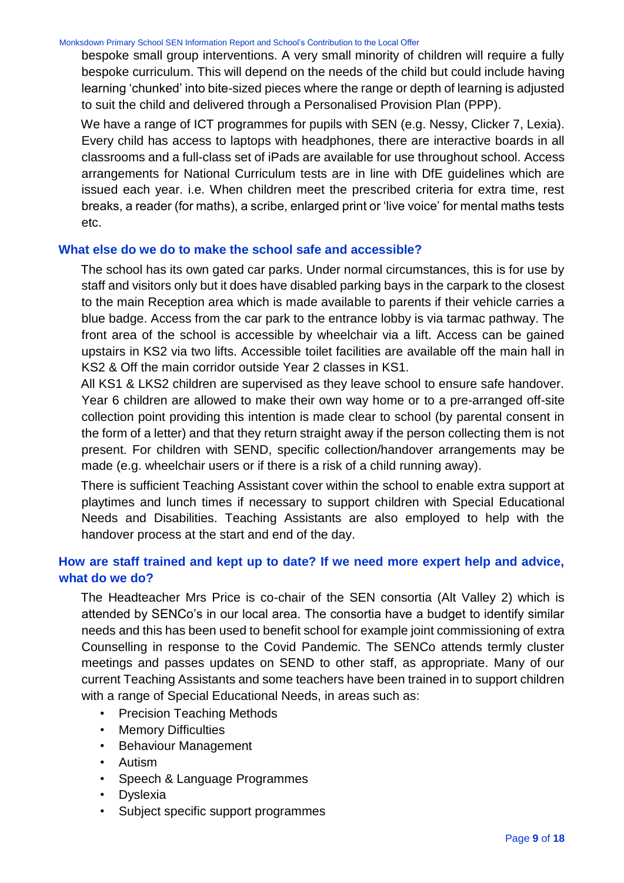bespoke small group interventions. A very small minority of children will require a fully bespoke curriculum. This will depend on the needs of the child but could include having learning 'chunked' into bite-sized pieces where the range or depth of learning is adjusted to suit the child and delivered through a Personalised Provision Plan (PPP).

We have a range of ICT programmes for pupils with SEN (e.g. Nessy, Clicker 7, Lexia). Every child has access to laptops with headphones, there are interactive boards in all classrooms and a full-class set of iPads are available for use throughout school. Access arrangements for National Curriculum tests are in line with DfE guidelines which are issued each year. i.e. When children meet the prescribed criteria for extra time, rest breaks, a reader (for maths), a scribe, enlarged print or 'live voice' for mental maths tests etc.

## What else do we do to make the school safe and accessible?

The school has its own gated car parks. Under normal circumstances, this is for use by staff and visitors only but it does have disabled parking bays in the carpark to the closest to the main Reception area which is made available to parents if their vehicle carries a blue badge. Access from the car park to the entrance lobby is via tarmac pathway. The front area of the school is accessible by wheelchair via a lift. Access can be gained upstairs in KS2 via two lifts. Accessible toilet facilities are available off the main hall in KS2 & Off the main corridor outside Year 2 classes in KS1.

All KS1 & LKS2 children are supervised as they leave school to ensure safe handover. Year 6 children are allowed to make their own way home or to a pre-arranged off-site collection point providing this intention is made clear to school (by parental consent in the form of a letter) and that they return straight away if the person collecting them is not present. For children with SEND, specific collection/handover arrangements may be made (e.g. wheelchair users or if there is a risk of a child running away).

There is sufficient Teaching Assistant cover within the school to enable extra support at playtimes and lunch times if necessary to support children with Special Educational Needs and Disabilities. Teaching Assistants are also employed to help with the handover process at the start and end of the day.

## How are staff trained and kept up to date? If we need more expert help and advice, what do we do?

The Headteacher Mrs Price is co-chair of the SEN consortia (Alt Valley 2) which is attended by SENCo's in our local area. The consortia have a budget to identify similar needs and this has been used to benefit school for example joint commissioning of extra Counselling in response to the Covid Pandemic. The SENCo attends termly cluster meetings and passes updates on SEND to other staff, as appropriate. Many of our current Teaching Assistants and some teachers have been trained in to support children with a range of Special Educational Needs, in areas such as:

- Precision Teaching Methods
- Memory Difficulties
- Behaviour Management
- Autism
- Speech & Language Programmes
- Dyslexia
- Subject specific support programmes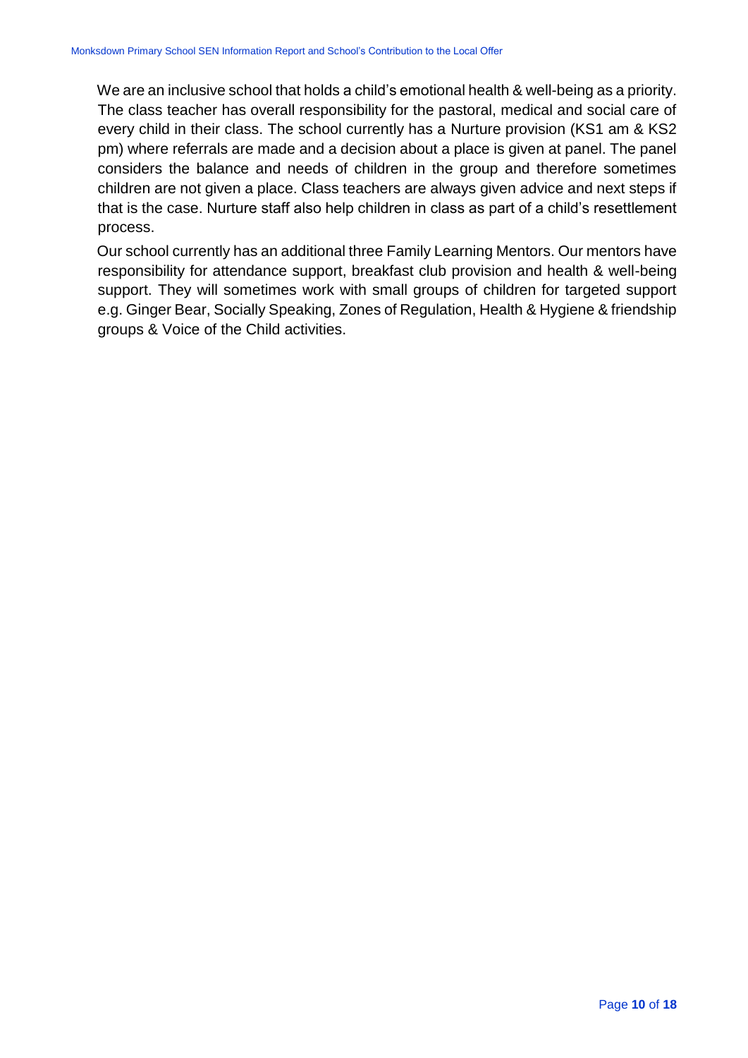We are an inclusive school that holds a child's emotional health & well-being as a priority. The class teacher has overall responsibility for the pastoral, medical and social care of every child in their class. The school currently has a Nurture provision (KS1 am & KS2 pm) where referrals are made and a decision about a place is given at panel. The panel considers the balance and needs of children in the group and therefore sometimes children are not given a place. Class teachers are always given advice and next steps if that is the case. Nurture staff also help children in class as part of a child's resettlement process.

Our school currently has an additional three Family Learning Mentors. Our mentors have responsibility for attendance support, breakfast club provision and health & well-being support. They will sometimes work with small groups of children for targeted support e.g. Ginger Bear, Socially Speaking, Zones of Regulation, Health & Hygiene & friendship groups & Voice of the Child activities.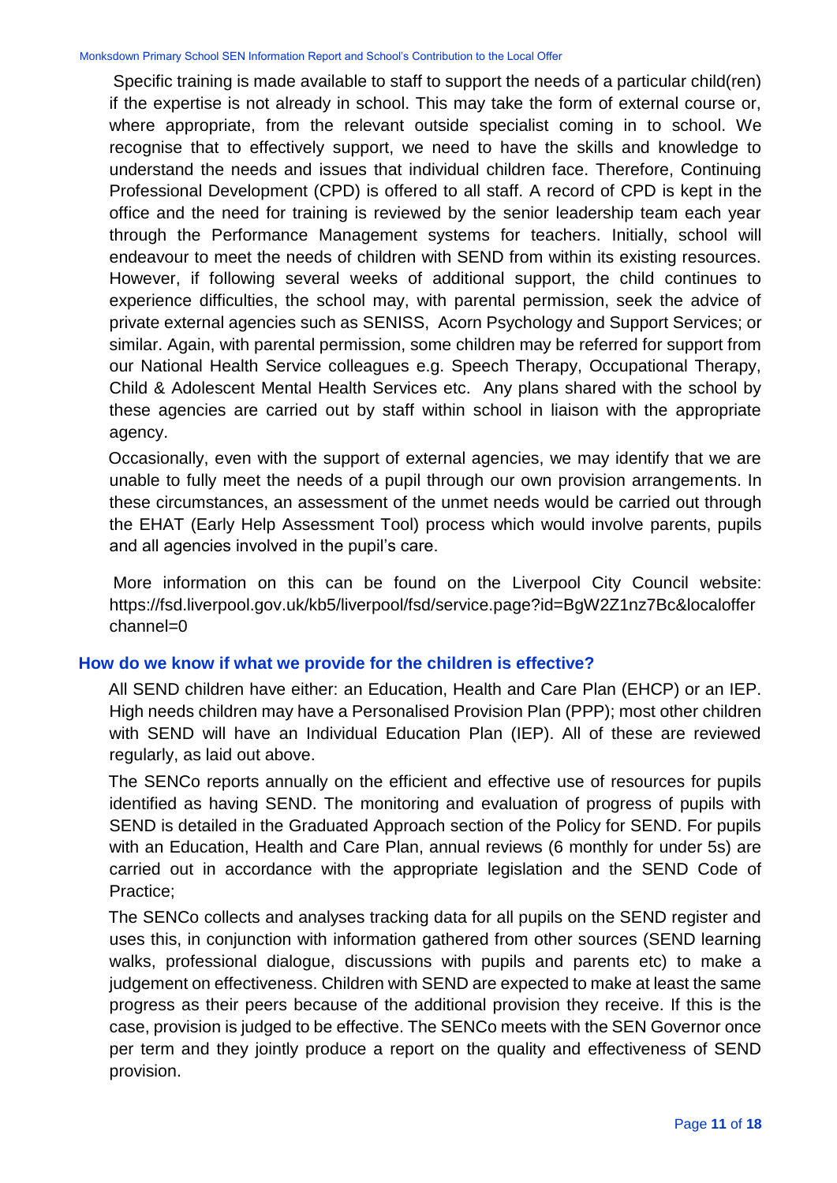Specific training is made available to staff to support the needs of a particular child(ren) if the expertise is not already in school. This may take the form of external course or, where appropriate, from the relevant outside specialist coming in to school. We recognise that to effectively support, we need to have the skills and knowledge to understand the needs and issues that individual children face. Therefore, Continuing Professional Development (CPD) is offered to all staff. A record of CPD is kept in the office and the need for training is reviewed by the senior leadership team each year through the Performance Management systems for teachers. Initially, school will endeavour to meet the needs of children with SEND from within its existing resources. However, if following several weeks of additional support, the child continues to experience difficulties, the school may, with parental permission, seek the advice of private external agencies such as SENISS, Acorn Psychology and Support Services; or similar. Again, with parental permission, some children may be referred for support from our National Health Service colleagues e.g. Speech Therapy, Occupational Therapy, Child & Adolescent Mental Health Services etc. Any plans shared with the school by these agencies are carried out by staff within school in liaison with the appropriate agency.

Occasionally, even with the support of external agencies, we may identify that we are unable to fully meet the needs of a pupil through our own provision arrangements. In these circumstances, an assessment of the unmet needs would be carried out through the EHAT (Early Help Assessment Tool) process which would involve parents, pupils and all agencies involved in the pupil's care.

More information on this can be found on the Liverpool City Council website: https://fsd.liverpool.gov.uk/kb5/liverpool/fsd/service.page?id=BgW2Z1nz7Bc&localofferchannel=0

## How do we know if what we provide for the children is effective?

All SEND children have either: an Education, Health and Care Plan (EHCP) or an IEP. High needs children may have a Personalised Provision Plan (PPP); most other children with SEND will have an Individual Education Plan (IEP). All of these are reviewed regularly, as laid out above.

The SENCo reports annually on the efficient and effective use of resources for pupils identified as having SEND. The monitoring and evaluation of progress of pupils with SEND is detailed in the Graduated Approach section of the Policy for SEND. For pupils with an Education, Health and Care Plan, annual reviews (6 monthly for under 5s) are carried out in accordance with the appropriate legislation and the SEND Code of Practice;

The SENCo collects and analyses tracking data for all pupils on the SEND register and uses this, in conjunction with information gathered from other sources (SEND learning walks, professional dialogue, discussions with pupils and parents etc) to make a judgement on effectiveness. Children with SEND are expected to make at least the same progress as their peers because of the additional provision they receive. If this is the case, provision is judged to be effective. The SENCo meets with the SEN Governor once per term and they jointly produce a report on the quality and effectiveness of SEND provision.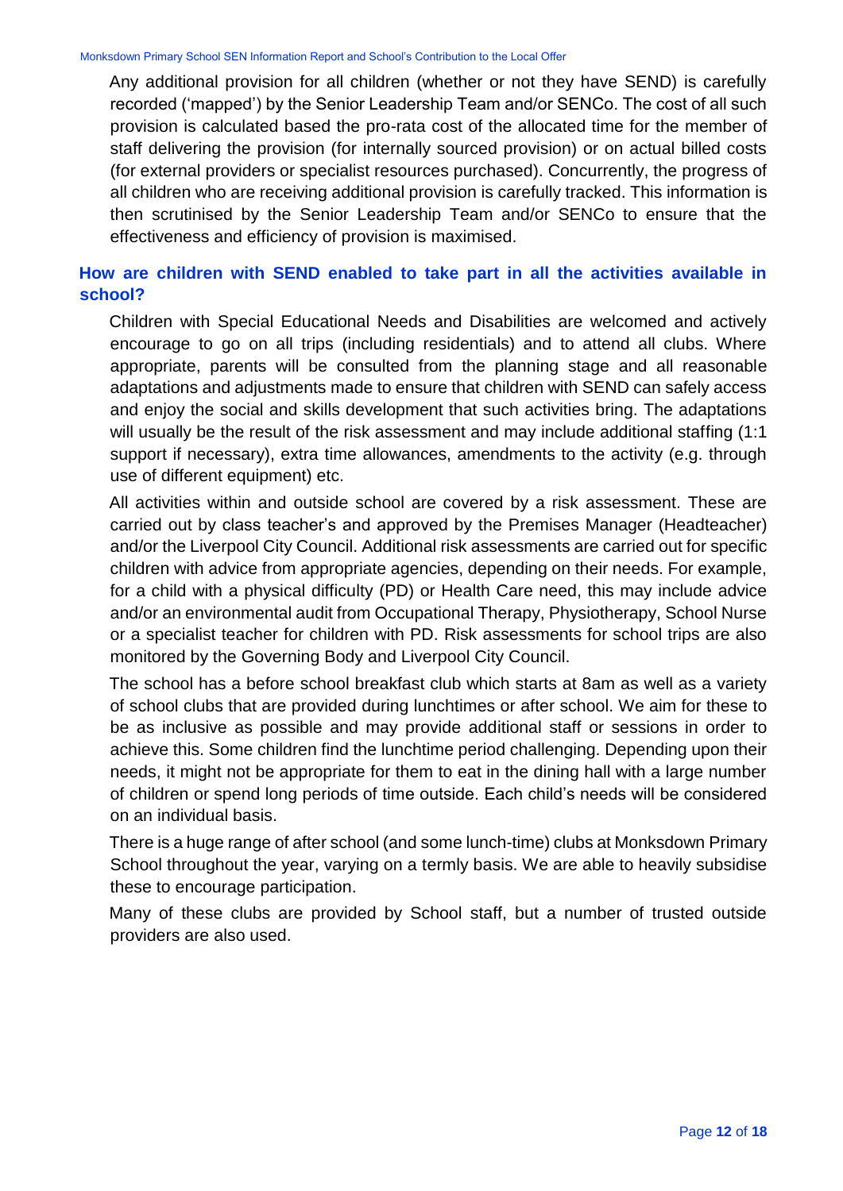Any additional provision for all children (whether or not they have SEND) is carefully recorded ('mapped') by the Senior Leadership Team and/or SENCo. The cost of all such provision is calculated based the pro-rata cost of the allocated time for the member of staff delivering the provision (for internally sourced provision) or on actual billed costs (for external providers or specialist resources purchased). Concurrently, the progress of all children who are receiving additional provision is carefully tracked. This information is then scrutinised by the Senior Leadership Team and/or SENCo to ensure that the effectiveness and efficiency of provision is maximised.

## How are children with SEND enabled to take part in all the activities available in school?

Children with Special Educational Needs and Disabilities are welcomed and actively encourage to go on all trips (including residentials) and to attend all clubs. Where appropriate, parents will be consulted from the planning stage and all reasonable adaptations and adjustments made to ensure that children with SEND can safely access and enjoy the social and skills development that such activities bring. The adaptations will usually be the result of the risk assessment and may include additional staffing (1:1 support if necessary), extra time allowances, amendments to the activity (e.g. through use of different equipment) etc.

All activities within and outside school are covered by a risk assessment. These are carried out by class teacher's and approved by the Premises Manager (Headteacher) and/or the Liverpool City Council. Additional risk assessments are carried out for specific children with advice from appropriate agencies, depending on their needs. For example, for a child with a physical difficulty (PD) or Health Care need, this may include advice and/or an environmental audit from Occupational Therapy, Physiotherapy, School Nurse or a specialist teacher for children with PD. Risk assessments for school trips are also monitored by the Governing Body and Liverpool City Council.

The school has a before school breakfast club which starts at 8am as well as a variety of school clubs that are provided during lunchtimes or after school. We aim for these to be as inclusive as possible and may provide additional staff or sessions in order to achieve this. Some children find the lunchtime period challenging. Depending upon their needs, it might not be appropriate for them to eat in the dining hall with a large number of children or spend long periods of time outside. Each child's needs will be considered on an individual basis.

There is a huge range of after school (and some lunch-time) clubs at Monksdown Primary School throughout the year, varying on a termly basis. We are able to heavily subsidise these to encourage participation.

Many of these clubs are provided by School staff, but a number of trusted outside providers are also used.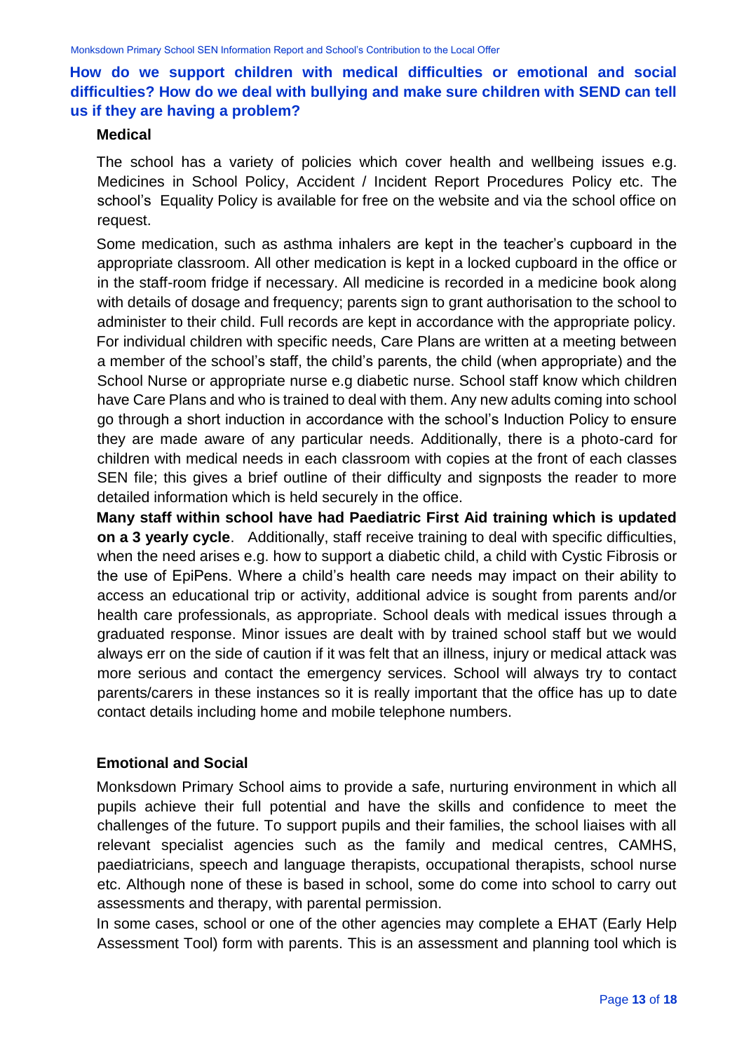## How do we support children with medical difficulties or emotional and social difficulties? How do we deal with bullying and make sure children with SEND can tell us if they are having a problem?

### Medical

The school has a variety of policies which cover health and wellbeing issues e.g. Medicines in School Policy, Accident / Incident Report Procedures Policy etc. The school's Equality Policy is available for free on the website and via the school office on request.

Some medication, such as asthma inhalers are kept in the teacher's cupboard in the appropriate classroom. All other medication is kept in a locked cupboard in the office or in the staff-room fridge if necessary. All medicine is recorded in a medicine book along with details of dosage and frequency; parents sign to grant authorisation to the school to administer to their child. Full records are kept in accordance with the appropriate policy. For individual children with specific needs, Care Plans are written at a meeting between a member of the school's staff, the child's parents, the child (when appropriate) and the School Nurse or appropriate nurse e.g diabetic nurse. School staff know which children have Care Plans and who is trained to deal with them. Any new adults coming into school go through a short induction in accordance with the school's Induction Policy to ensure they are made aware of any particular needs. Additionally, there is a photo-card for children with medical needs in each classroom with copies at the front of each classes SEN file; this gives a brief outline of their difficulty and signposts the reader to more detailed information which is held securely in the office.

**Many staff within school have had Paediatric First Aid training which is updated on a 3 yearly cycle**. Additionally, staff receive training to deal with specific difficulties, when the need arises e.g. how to support a diabetic child, a child with Cystic Fibrosis or the use of EpiPens. Where a child's health care needs may impact on their ability to access an educational trip or activity, additional advice is sought from parents and/or health care professionals, as appropriate. School deals with medical issues through a graduated response. Minor issues are dealt with by trained school staff but we would always err on the side of caution if it was felt that an illness, injury or medical attack was more serious and contact the emergency services. School will always try to contact parents/carers in these instances so it is really important that the office has up to date contact details including home and mobile telephone numbers.

### Emotional and Social

Monksdown Primary School aims to provide a safe, nurturing environment in which all pupils achieve their full potential and have the skills and confidence to meet the challenges of the future. To support pupils and their families, the school liaises with all relevant specialist agencies such as the family and medical centres, CAMHS, paediatricians, speech and language therapists, occupational therapists, school nurse etc. Although none of these is based in school, some do come into school to carry out assessments and therapy, with parental permission.

In some cases, school or one of the other agencies may complete a EHAT (Early Help Assessment Tool) form with parents. This is an assessment and planning tool which is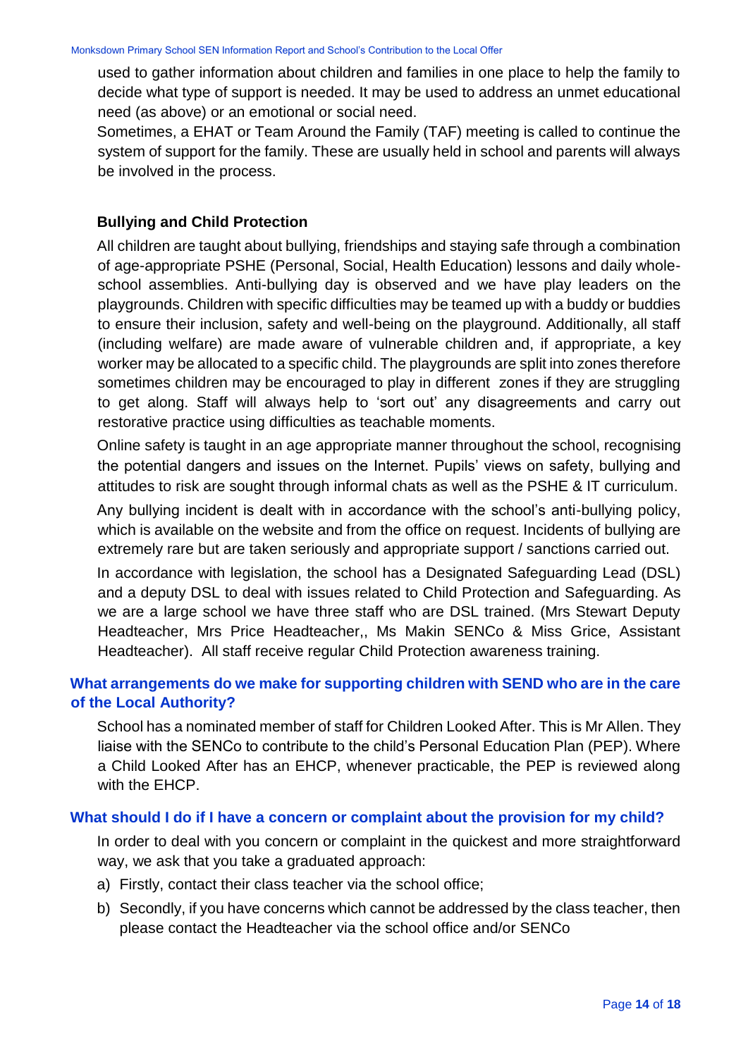used to gather information about children and families in one place to help the family to decide what type of support is needed. It may be used to address an unmet educational need (as above) or an emotional or social need.

Sometimes, a EHAT or Team Around the Family (TAF) meeting is called to continue the system of support for the family. These are usually held in school and parents will always be involved in the process.

**Bullying and Child Protection**

All children are taught about bullying, friendships and staying safe through a combination of age-appropriate PSHE (Personal, Social, Health Education) lessons and daily whole-school assemblies. Anti-bullying day is observed and we have play leaders on the playgrounds. Children with specific difficulties may be teamed up with a buddy or buddies to ensure their inclusion, safety and well-being on the playground. Additionally, all staff (including welfare) are made aware of vulnerable children and, if appropriate, a key worker may be allocated to a specific child. The playgrounds are split into zones therefore sometimes children may be encouraged to play in different zones if they are struggling to get along. Staff will always help to 'sort out' any disagreements and carry out restorative practice using difficulties as teachable moments.

Online safety is taught in an age appropriate manner throughout the school, recognising the potential dangers and issues on the Internet. Pupils' views on safety, bullying and attitudes to risk are sought through informal chats as well as the PSHE & IT curriculum.

Any bullying incident is dealt with in accordance with the school's anti-bullying policy, which is available on the website and from the office on request. Incidents of bullying are extremely rare but are taken seriously and appropriate support / sanctions carried out.

In accordance with legislation, the school has a Designated Safeguarding Lead (DSL) and a deputy DSL to deal with issues related to Child Protection and Safeguarding. As we are a large school we have three staff who are DSL trained. (Mrs Stewart Deputy Headteacher, Mrs Price Headteacher,, Ms Makin SENCo & Miss Grice, Assistant Headteacher). All staff receive regular Child Protection awareness training.

## What arrangements do we make for supporting children with SEND who are in the care of the Local Authority?

School has a nominated member of staff for Children Looked After. This is Mr Allen. They liaise with the SENCo to contribute to the child's Personal Education Plan (PEP). Where a Child Looked After has an EHCP, whenever practicable, the PEP is reviewed along with the EHCP.

## What should I do if I have a concern or complaint about the provision for my child?

In order to deal with you concern or complaint in the quickest and more straightforward way, we ask that you take a graduated approach:

a) Firstly, contact their class teacher via the school office;
b) Secondly, if you have concerns which cannot be addressed by the class teacher, then please contact the Headteacher via the school office and/or SENCo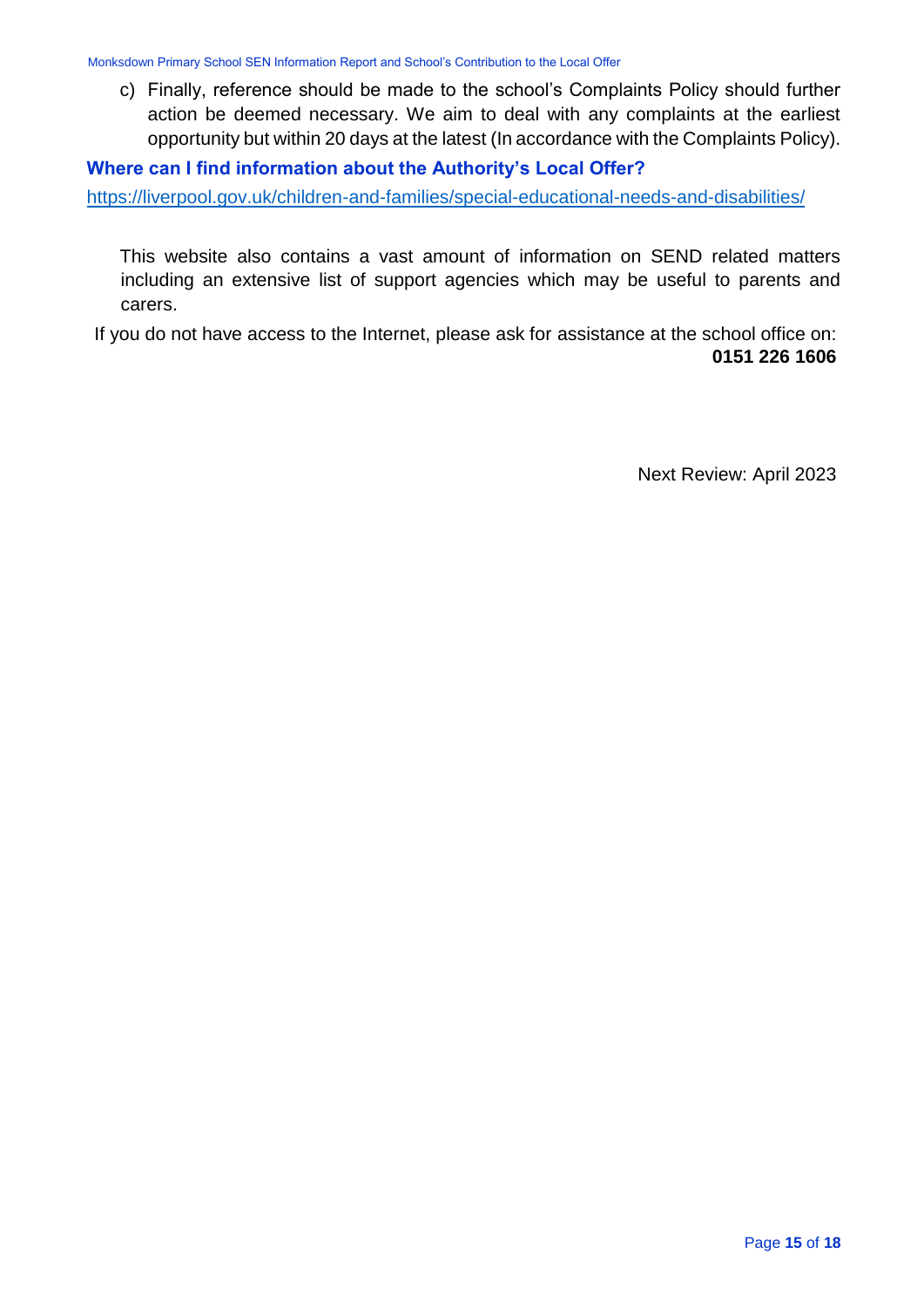c) Finally, reference should be made to the school's Complaints Policy should further action be deemed necessary. We aim to deal with any complaints at the earliest opportunity but within 20 days at the latest (In accordance with the Complaints Policy).

### Where can I find information about the Authority's Local Offer?

https://liverpool.gov.uk/children-and-families/special-educational-needs-and-disabilities/

This website also contains a vast amount of information on SEND related matters including an extensive list of support agencies which may be useful to parents and carers.

If you do not have access to the Internet, please ask for assistance at the school office on: **0151 226 1606**

Next Review: April 2023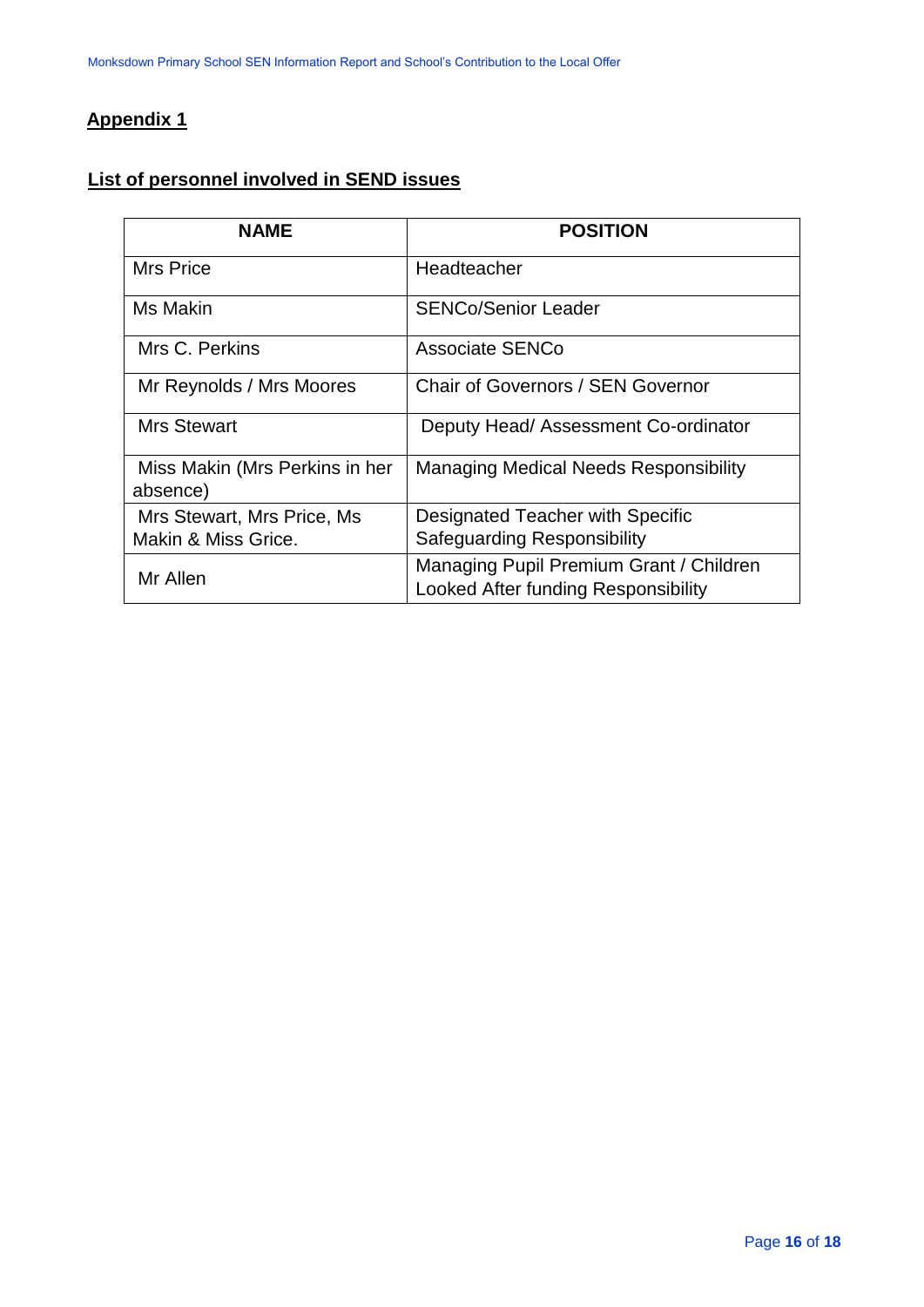## Appendix 1

### List of personnel involved in SEND issues

| NAME | POSITION |
|---|---|
| Mrs Price | Headteacher |
| Ms Makin | SENCo/Senior Leader |
| Mrs C. Perkins | Associate SENCo |
| Mr Reynolds / Mrs Moores | Chair of Governors / SEN Governor |
| Mrs Stewart | Deputy Head/ Assessment Co-ordinator |
| Miss Makin (Mrs Perkins in her absence) | Managing Medical Needs Responsibility |
| Mrs Stewart, Mrs Price, Ms Makin & Miss Grice. | Designated Teacher with Specific Safeguarding Responsibility |
| Mr Allen | Managing Pupil Premium Grant / Children Looked After funding Responsibility |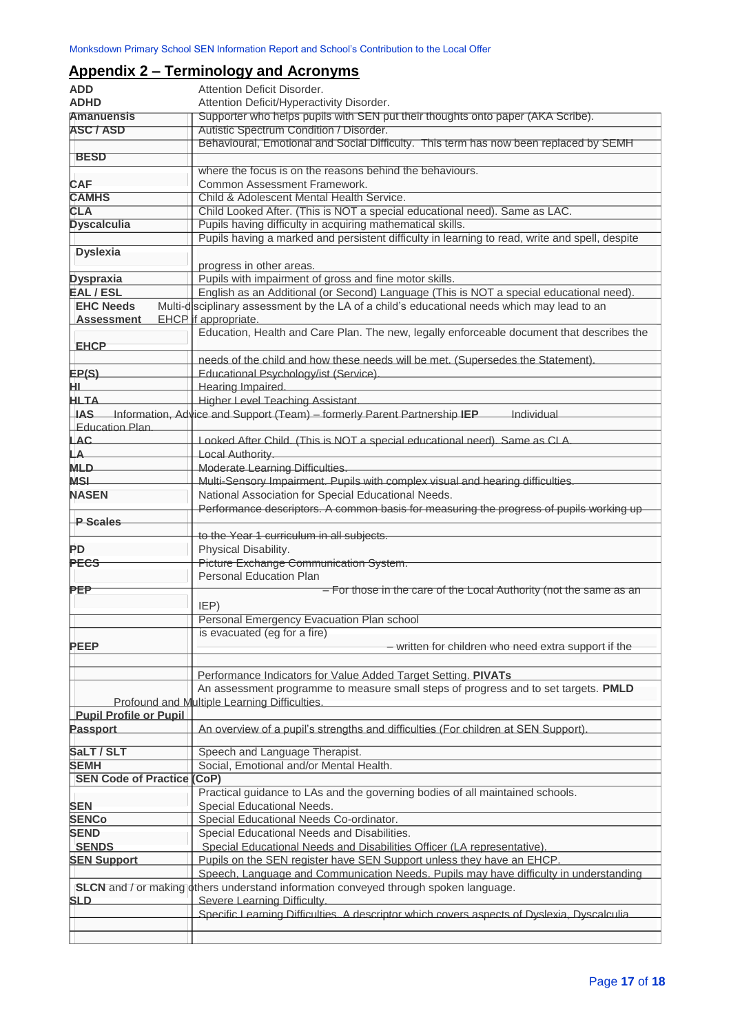## Appendix 2 – Terminology and Acronyms

| Term | Definition |
|---|---|
| **ADD** | Attention Deficit Disorder. |
| **ADHD** | Attention Deficit/Hyperactivity Disorder. |
| **Amanuensis** | Supporter who helps pupils with SEN put their thoughts onto paper (AKA Scribe). |
| **ASC / ASD** | Autistic Spectrum Condition / Disorder. |
| **BESD** | Behavioural, Emotional and Social Difficulty. This term has now been replaced by SEMH where the focus is on the reasons behind the behaviours. |
| **CAF** | Common Assessment Framework. |
| **CAMHS** | Child & Adolescent Mental Health Service. |
| **CLA** | Child Looked After. (This is NOT a special educational need). Same as LAC. |
| **Dyscalculia** | Pupils having difficulty in acquiring mathematical skills. |
| **Dyslexia** | Pupils having a marked and persistent difficulty in learning to read, write and spell, despite progress in other areas. |
| **Dyspraxia** | Pupils with impairment of gross and fine motor skills. |
| **EAL / ESL** | English as an Additional (or Second) Language (This is NOT a special educational need). |
| **EHC Needs Assessment** | Multi-disciplinary assessment by the LA of a child's educational needs which may lead to an EHCP if appropriate. |
| **EHCP** | Education, Health and Care Plan. The new, legally enforceable document that describes the needs of the child and how these needs will be met. (Supersedes the Statement). |
| **EP(S)** | Educational Psychology/ist (Service). |
| **HI** | Hearing Impaired. |
| **HLTA** | Higher Level Teaching Assistant. |
| **IAS** | Information, Advice and Support (Team) – formerly Parent Partnership |
| **IEP** | Individual Education Plan. |
| **LAC** | Looked After Child. (This is NOT a special educational need). Same as CLA. |
| **LA** | Local Authority. |
| **MLD** | Moderate Learning Difficulties. |
| **MSI** | Multi-Sensory Impairment. Pupils with complex visual and hearing difficulties. |
| **NASEN** | National Association for Special Educational Needs. |
| **P Scales** | Performance descriptors. A common basis for measuring the progress of pupils working up to the Year 1 curriculum in all subjects. |
| **PD** | Physical Disability. |
| **PECS** | Picture Exchange Communication System. |
| **PEP** | Personal Education Plan – For those in the care of the Local Authority (not the same as an IEP) |
| **PEEP** | Personal Emergency Evacuation Plan – written for children who need extra support if the school is evacuated (eg for a fire) |
| **PIVATs** | Performance Indicators for Value Added Target Setting. An assessment programme to measure small steps of progress and to set targets. |
| **PMLD** | Profound and Multiple Learning Difficulties. |
| **Pupil Profile or Pupil Passport** | An overview of a pupil's strengths and difficulties (For children at SEN Support). |
| **SaLT / SLT** | Speech and Language Therapist. |
| **SEMH** | Social, Emotional and/or Mental Health. |
| **SEN Code of Practice (CoP)** | Practical guidance to LAs and the governing bodies of all maintained schools. |
| **SEN** | Special Educational Needs. |
| **SENCo** | Special Educational Needs Co-ordinator. |
| **SEND** | Special Educational Needs and Disabilities. |
| **SENDS** | Special Educational Needs and Disabilities Officer (LA representative). |
| **SEN Support** | Pupils on the SEN register have SEN Support unless they have an EHCP. |
| **SLCN** | Speech, Language and Communication Needs. Pupils may have difficulty in understanding and / or making others understand information conveyed through spoken language. |
| **SLD** | Severe Learning Difficulty. |
| | Specific Learning Difficulties. A descriptor which covers aspects of Dyslexia, Dyscalculia |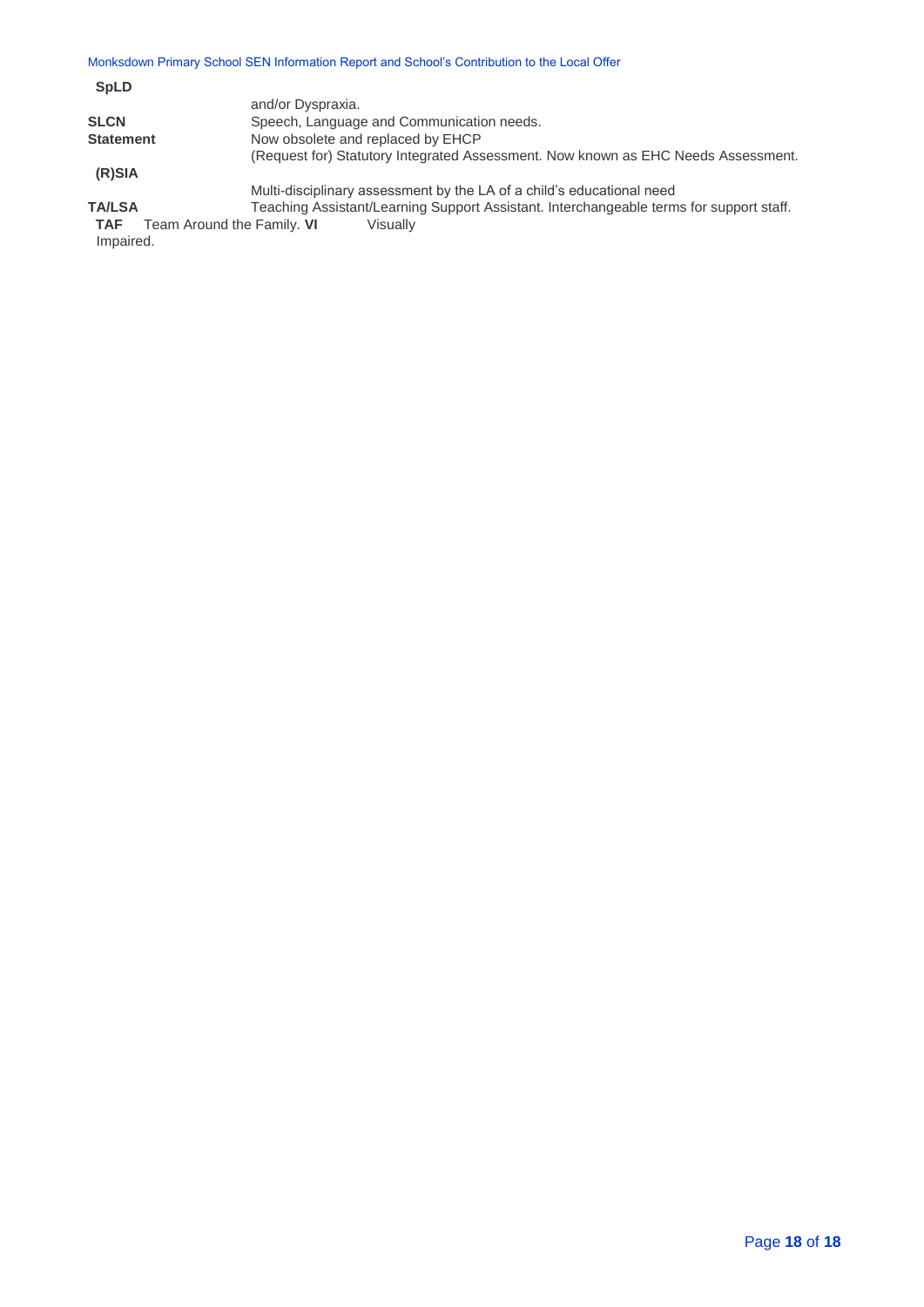**SpLD**

and/or Dyspraxia.

**SLCN** Speech, Language and Communication needs.

**Statement** Now obsolete and replaced by EHCP

(Request for) Statutory Integrated Assessment. Now known as EHC Needs Assessment.

**(R)SIA**

Multi-disciplinary assessment by the LA of a child's educational need

**TA/LSA** Teaching Assistant/Learning Support Assistant. Interchangeable terms for support staff.

**TAF** Team Around the Family. **VI** Visually Impaired.